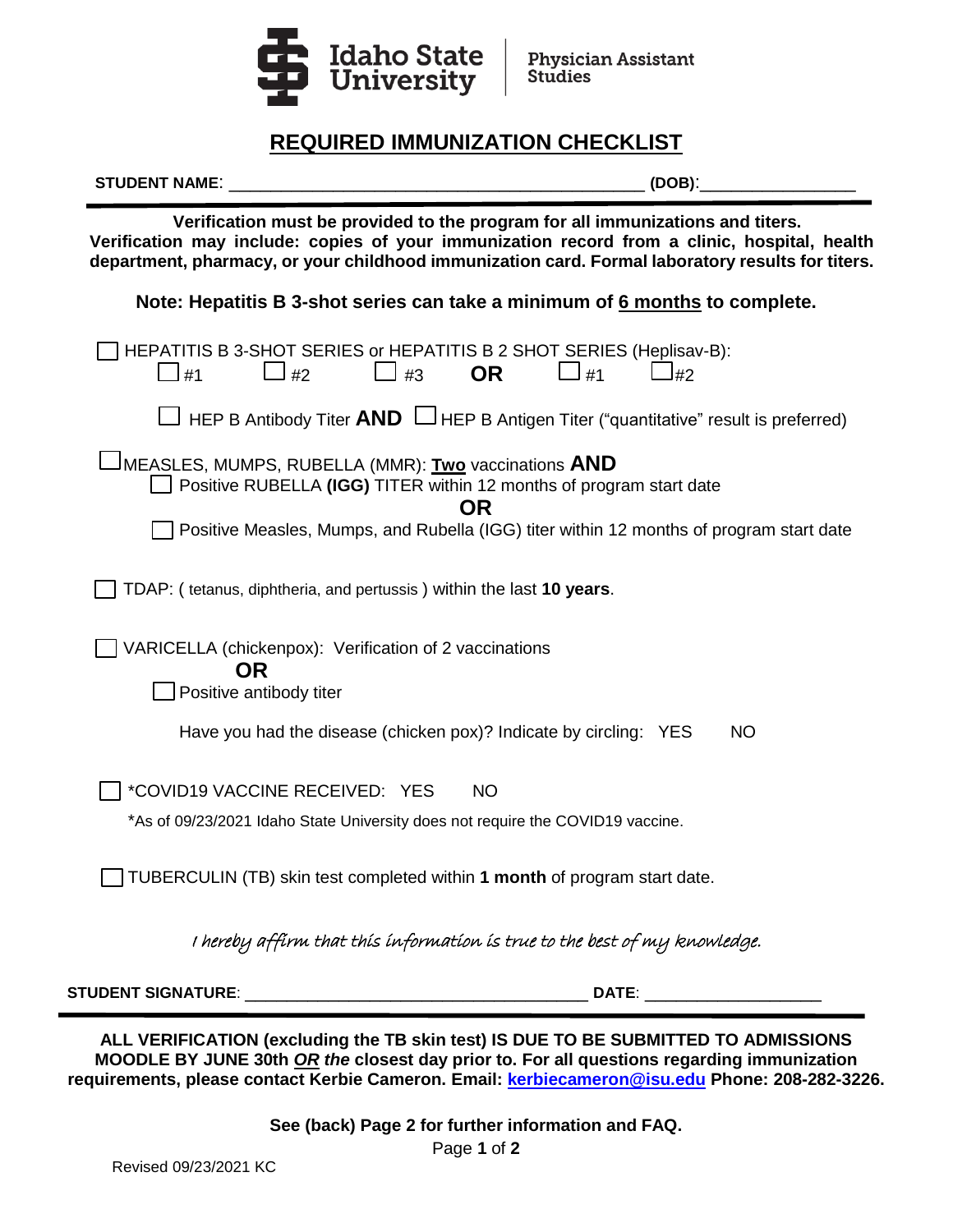Idaho State University | Physician Assistant Studies

# REQUIRED IMMUNIZATION CHECKLIST

**STUDENT NAME**: ______________________________________________ **(DOB)**: ________________

---

**Verification must be provided to the program for all immunizations and titers. Verification may include: copies of your immunization record from a clinic, hospital, health department, pharmacy, or your childhood immunization card. Formal laboratory results for titers.**

**Note: Hepatitis B 3-shot series can take a minimum of 6 months to complete.**

☐ HEPATITIS B 3-SHOT SERIES or HEPATITIS B 2 SHOT SERIES (Heplisav-B):
  ☐ #1  ☐ #2  ☐ #3  **OR**  ☐ #1  ☐ #2

  ☐ HEP B Antibody Titer **AND** ☐ HEP B Antigen Titer ("quantitative" result is preferred)

☐ MEASLES, MUMPS, RUBELLA (MMR): **Two** vaccinations **AND**
  ☐ Positive RUBELLA **(IGG)** TITER within 12 months of program start date
  **OR**
  ☐ Positive Measles, Mumps, and Rubella (IGG) titer within 12 months of program start date

☐ TDAP: ( tetanus, diphtheria, and pertussis ) within the last **10 years**.

☐ VARICELLA (chickenpox): Verification of 2 vaccinations
  **OR**
  ☐ Positive antibody titer

  Have you had the disease (chicken pox)? Indicate by circling: YES  NO

☐ *COVID19 VACCINE RECEIVED: YES  NO

*As of 09/23/2021 Idaho State University does not require the COVID19 vaccine.

☐ TUBERCULIN (TB) skin test completed within **1 month** of program start date.

*I hereby affirm that this information is true to the best of my knowledge.*

**STUDENT SIGNATURE**: ______________________________________ **DATE**: ___________________

---

**ALL VERIFICATION (excluding the TB skin test) IS DUE TO BE SUBMITTED TO ADMISSIONS MOODLE BY JUNE 30th *OR the* closest day prior to. For all questions regarding immunization requirements, please contact Kerbie Cameron. Email: kerbiecameron@isu.edu Phone: 208-282-3226.**

**See (back) Page 2 for further information and FAQ.**

Revised 09/23/2021 KC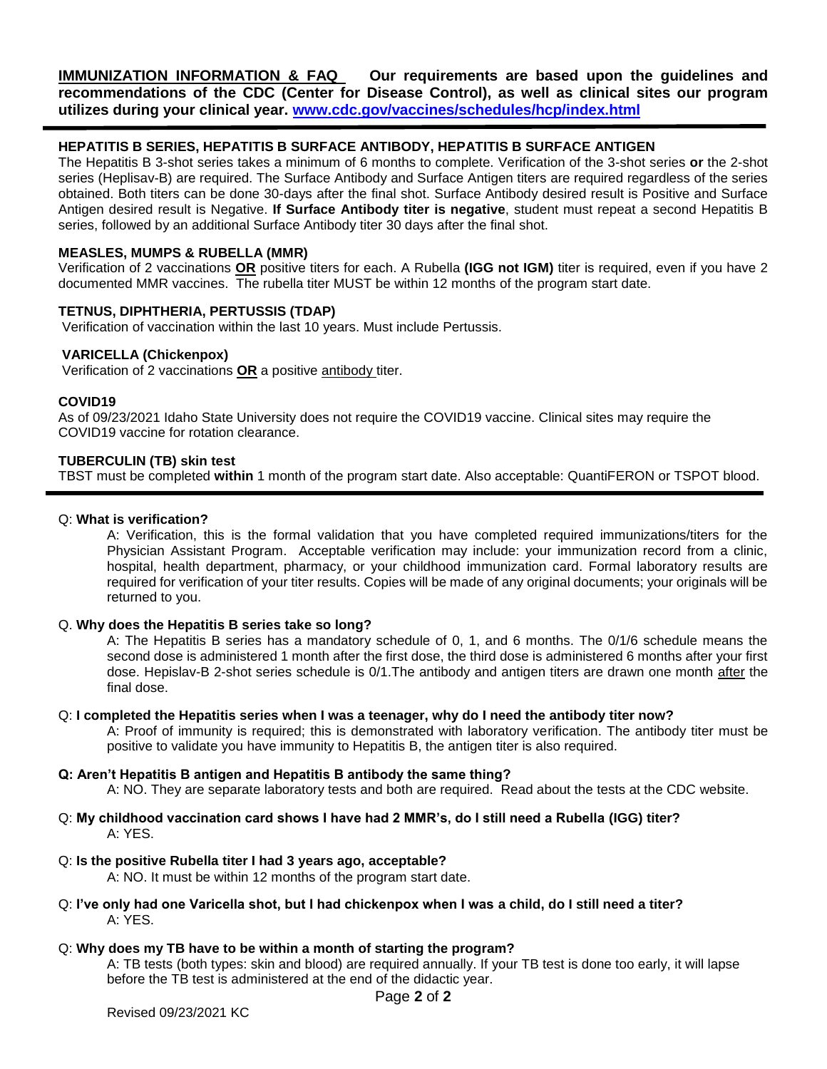**IMMUNIZATION INFORMATION & FAQ** **Our requirements are based upon the guidelines and recommendations of the CDC (Center for Disease Control), as well as clinical sites our program utilizes during your clinical year. www.cdc.gov/vaccines/schedules/hcp/index.html**

### HEPATITIS B SERIES, HEPATITIS B SURFACE ANTIBODY, HEPATITIS B SURFACE ANTIGEN

The Hepatitis B 3-shot series takes a minimum of 6 months to complete. Verification of the 3-shot series **or** the 2-shot series (Heplisav-B) are required. The Surface Antibody and Surface Antigen titers are required regardless of the series obtained. Both titers can be done 30-days after the final shot. Surface Antibody desired result is Positive and Surface Antigen desired result is Negative. **If Surface Antibody titer is negative**, student must repeat a second Hepatitis B series, followed by an additional Surface Antibody titer 30 days after the final shot.

### MEASLES, MUMPS & RUBELLA (MMR)

Verification of 2 vaccinations **OR** positive titers for each. A Rubella **(IGG not IGM)** titer is required, even if you have 2 documented MMR vaccines. The rubella titer MUST be within 12 months of the program start date.

### TETNUS, DIPHTHERIA, PERTUSSIS (TDAP)

Verification of vaccination within the last 10 years. Must include Pertussis.

### VARICELLA (Chickenpox)

Verification of 2 vaccinations **OR** a positive antibody titer.

### COVID19

As of 09/23/2021 Idaho State University does not require the COVID19 vaccine. Clinical sites may require the COVID19 vaccine for rotation clearance.

### TUBERCULIN (TB) skin test

TBST must be completed **within** 1 month of the program start date. Also acceptable: QuantiFERON or TSPOT blood.

---

Q: **What is verification?**

A: Verification, this is the formal validation that you have completed required immunizations/titers for the Physician Assistant Program. Acceptable verification may include: your immunization record from a clinic, hospital, health department, pharmacy, or your childhood immunization card. Formal laboratory results are required for verification of your titer results. Copies will be made of any original documents; your originals will be returned to you.

Q. **Why does the Hepatitis B series take so long?**

A: The Hepatitis B series has a mandatory schedule of 0, 1, and 6 months. The 0/1/6 schedule means the second dose is administered 1 month after the first dose, the third dose is administered 6 months after your first dose. Hepislav-B 2-shot series schedule is 0/1.The antibody and antigen titers are drawn one month after the final dose.

Q: **I completed the Hepatitis series when I was a teenager, why do I need the antibody titer now?**

A: Proof of immunity is required; this is demonstrated with laboratory verification. The antibody titer must be positive to validate you have immunity to Hepatitis B, the antigen titer is also required.

**Q: Aren't Hepatitis B antigen and Hepatitis B antibody the same thing?**

A: NO. They are separate laboratory tests and both are required. Read about the tests at the CDC website.

Q: **My childhood vaccination card shows I have had 2 MMR's, do I still need a Rubella (IGG) titer?**

A: YES.

Q: **Is the positive Rubella titer I had 3 years ago, acceptable?**

A: NO. It must be within 12 months of the program start date.

Q: **I've only had one Varicella shot, but I had chickenpox when I was a child, do I still need a titer?**

A: YES.

Q: **Why does my TB have to be within a month of starting the program?**

A: TB tests (both types: skin and blood) are required annually. If your TB test is done too early, it will lapse before the TB test is administered at the end of the didactic year.

Revised 09/23/2021 KC